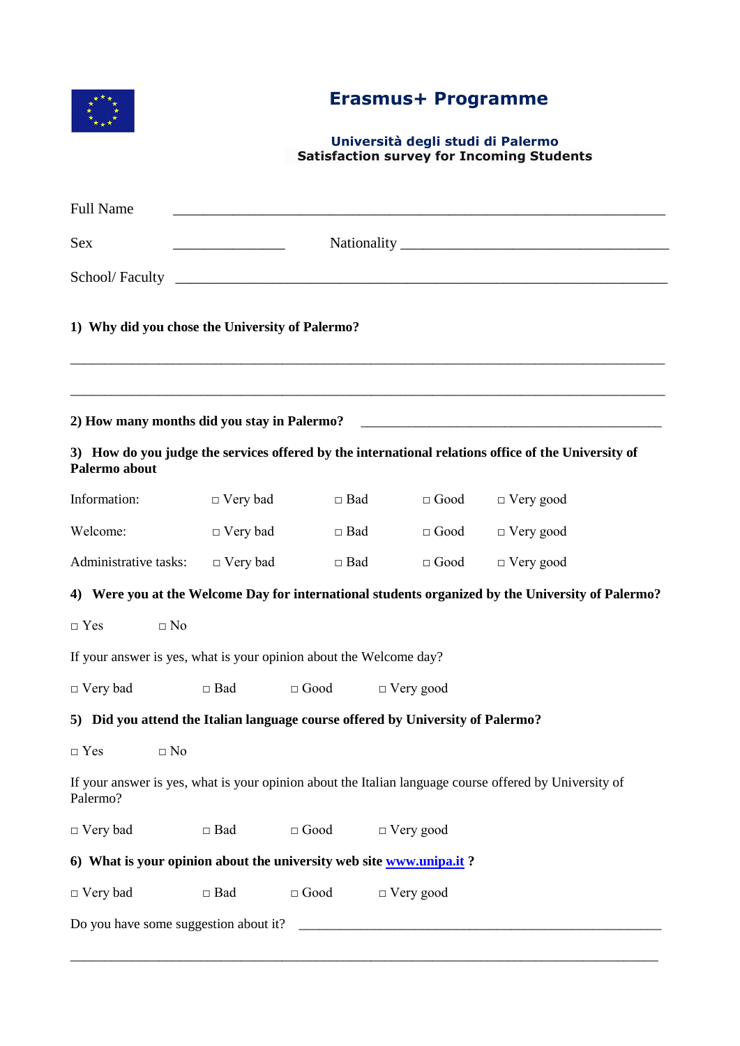# Erasmus+ Programme

**Università degli studi di Palermo**
**Satisfaction survey for Incoming Students**

Full Name ________________________________________________________________

Sex _______________ Nationality ____________________________________

School/ Faculty ________________________________________________________________

**1) Why did you chose the University of Palermo?**

________________________________________________________________________________

________________________________________________________________________________

**2) How many months did you stay in Palermo?** ________________________________________

**3) How do you judge the services offered by the international relations office of the University of Palermo about**

| | | | | |
|---|---|---|---|---|
| Information: | □ Very bad | □ Bad | □ Good | □ Very good |
| Welcome: | □ Very bad | □ Bad | □ Good | □ Very good |
| Administrative tasks: | □ Very bad | □ Bad | □ Good | □ Very good |

**4) Were you at the Welcome Day for international students organized by the University of Palermo?**

□ Yes □ No

If your answer is yes, what is your opinion about the Welcome day?

□ Very bad □ Bad □ Good □ Very good

**5) Did you attend the Italian language course offered by University of Palermo?**

□ Yes □ No

If your answer is yes, what is your opinion about the Italian language course offered by University of Palermo?

□ Very bad □ Bad □ Good □ Very good

**6) What is your opinion about the university web site [www.unipa.it](http://www.unipa.it) ?**

□ Very bad □ Bad □ Good □ Very good

Do you have some suggestion about it? ________________________________________________

________________________________________________________________________________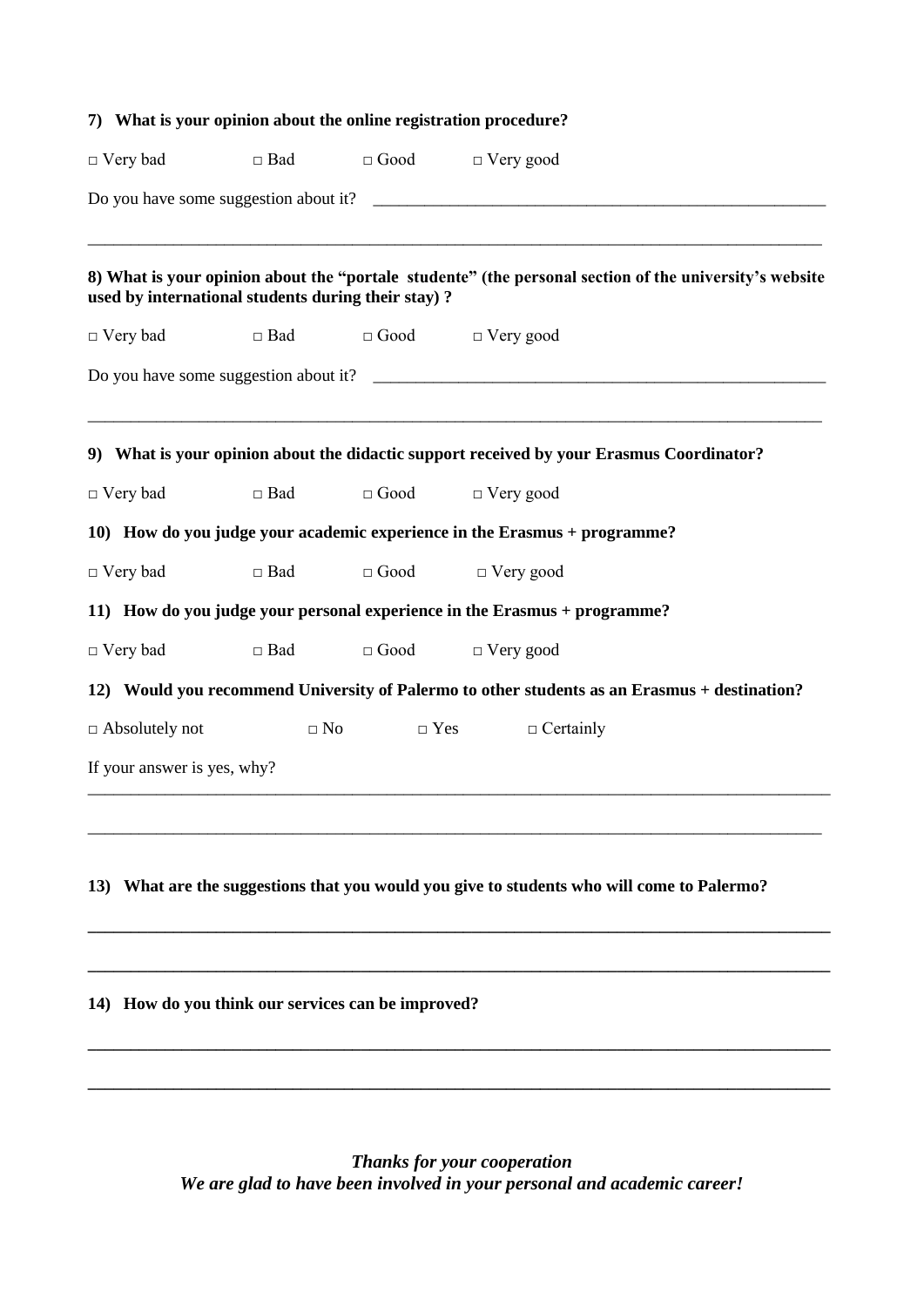**7) What is your opinion about the online registration procedure?**

□ Very bad □ Bad □ Good □ Very good

Do you have some suggestion about it? ______________________________________________________

___________________________________________________________________________________________

**8) What is your opinion about the "portale studente" (the personal section of the university's website used by international students during their stay) ?**

□ Very bad □ Bad □ Good □ Very good

Do you have some suggestion about it? ______________________________________________________

___________________________________________________________________________________________

**9) What is your opinion about the didactic support received by your Erasmus Coordinator?**

□ Very bad □ Bad □ Good □ Very good

**10) How do you judge your academic experience in the Erasmus + programme?**

□ Very bad □ Bad □ Good □ Very good

**11) How do you judge your personal experience in the Erasmus + programme?**

□ Very bad □ Bad □ Good □ Very good

**12) Would you recommend University of Palermo to other students as an Erasmus + destination?**

□ Absolutely not □ No □ Yes □ Certainly

If your answer is yes, why?

___________________________________________________________________________________________

___________________________________________________________________________________________

**13) What are the suggestions that you would you give to students who will come to Palermo?**

___________________________________________________________________________________________

___________________________________________________________________________________________

**14) How do you think our services can be improved?**

___________________________________________________________________________________________

___________________________________________________________________________________________

***Thanks for your cooperation***
***We are glad to have been involved in your personal and academic career!***